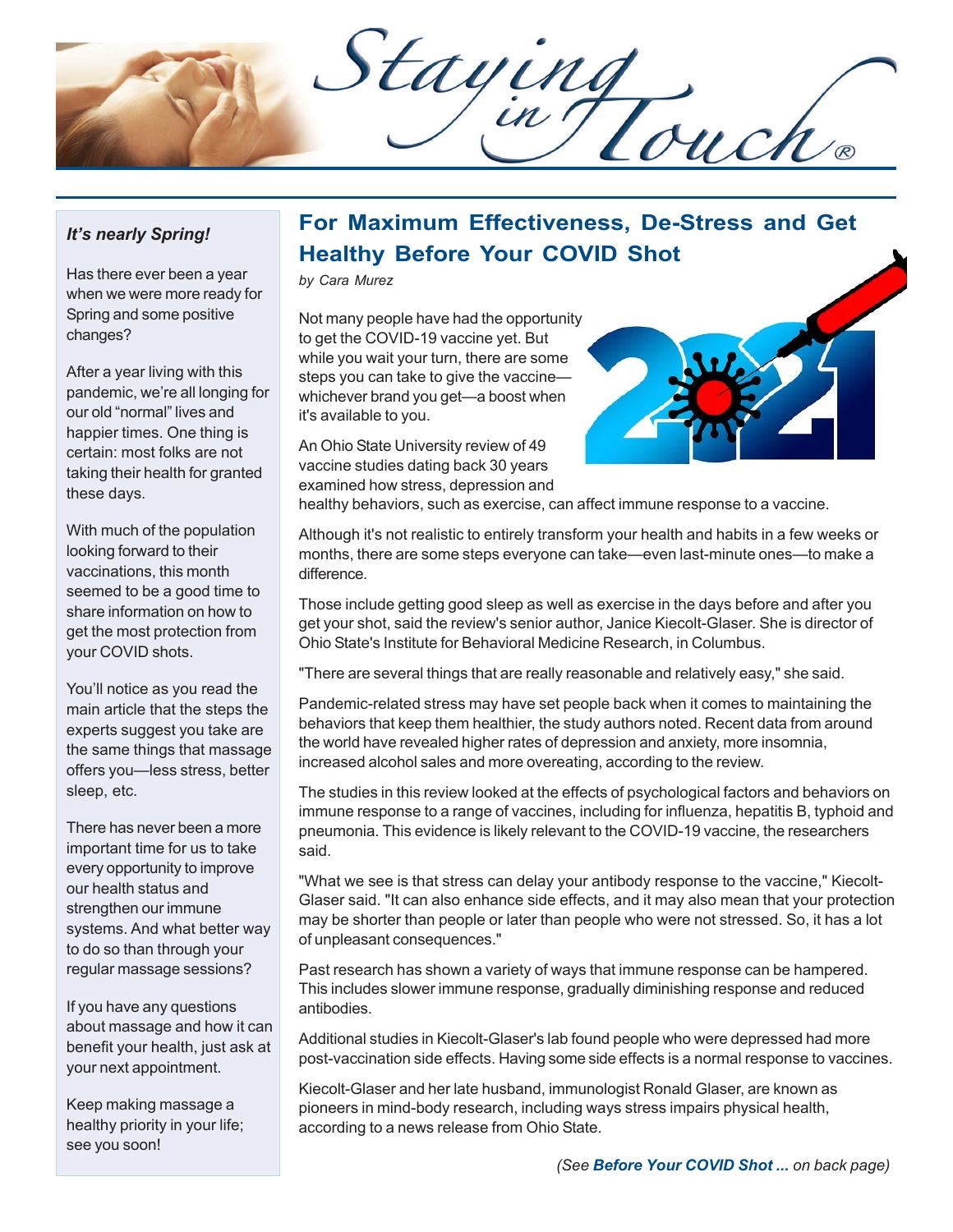# Staying in Touch®

## It's nearly Spring!

Has there ever been a year when we were more ready for Spring and some positive changes?

After a year living with this pandemic, we're all longing for our old "normal" lives and happier times. One thing is certain: most folks are not taking their health for granted these days.

With much of the population looking forward to their vaccinations, this month seemed to be a good time to share information on how to get the most protection from your COVID shots.

You'll notice as you read the main article that the steps the experts suggest you take are the same things that massage offers you—less stress, better sleep, etc.

There has never been a more important time for us to take every opportunity to improve our health status and strengthen our immune systems. And what better way to do so than through your regular massage sessions?

If you have any questions about massage and how it can benefit your health, just ask at your next appointment.

Keep making massage a healthy priority in your life; see you soon!

## For Maximum Effectiveness, De-Stress and Get Healthy Before Your COVID Shot

*by Cara Murez*

Not many people have had the opportunity to get the COVID-19 vaccine yet. But while you wait your turn, there are some steps you can take to give the vaccine—whichever brand you get—a boost when it's available to you.

An Ohio State University review of 49 vaccine studies dating back 30 years examined how stress, depression and healthy behaviors, such as exercise, can affect immune response to a vaccine.

Although it's not realistic to entirely transform your health and habits in a few weeks or months, there are some steps everyone can take—even last-minute ones—to make a difference.

Those include getting good sleep as well as exercise in the days before and after you get your shot, said the review's senior author, Janice Kiecolt-Glaser. She is director of Ohio State's Institute for Behavioral Medicine Research, in Columbus.

"There are several things that are really reasonable and relatively easy," she said.

Pandemic-related stress may have set people back when it comes to maintaining the behaviors that keep them healthier, the study authors noted. Recent data from around the world have revealed higher rates of depression and anxiety, more insomnia, increased alcohol sales and more overeating, according to the review.

The studies in this review looked at the effects of psychological factors and behaviors on immune response to a range of vaccines, including for influenza, hepatitis B, typhoid and pneumonia. This evidence is likely relevant to the COVID-19 vaccine, the researchers said.

"What we see is that stress can delay your antibody response to the vaccine," Kiecolt-Glaser said. "It can also enhance side effects, and it may also mean that your protection may be shorter than people or later than people who were not stressed. So, it has a lot of unpleasant consequences."

Past research has shown a variety of ways that immune response can be hampered. This includes slower immune response, gradually diminishing response and reduced antibodies.

Additional studies in Kiecolt-Glaser's lab found people who were depressed had more post-vaccination side effects. Having some side effects is a normal response to vaccines.

Kiecolt-Glaser and her late husband, immunologist Ronald Glaser, are known as pioneers in mind-body research, including ways stress impairs physical health, according to a news release from Ohio State.

*(See **Before Your COVID Shot ...** on back page)*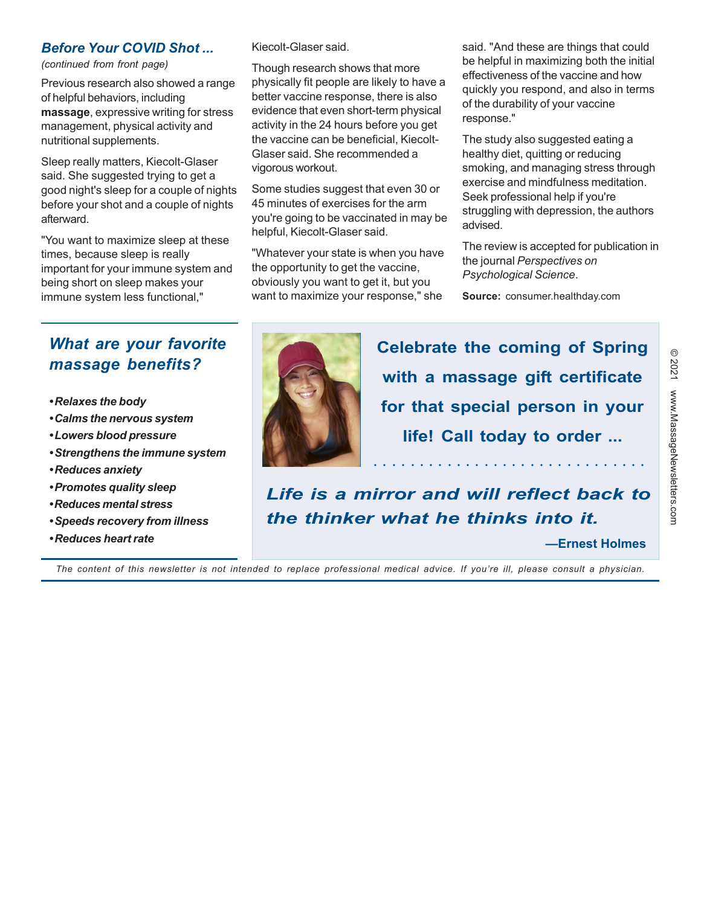## Before Your COVID Shot ...

*(continued from front page)*

Previous research also showed a range of helpful behaviors, including **massage**, expressive writing for stress management, physical activity and nutritional supplements.

Sleep really matters, Kiecolt-Glaser said. She suggested trying to get a good night's sleep for a couple of nights before your shot and a couple of nights afterward.

"You want to maximize sleep at these times, because sleep is really important for your immune system and being short on sleep makes your immune system less functional," Kiecolt-Glaser said.

Though research shows that more physically fit people are likely to have a better vaccine response, there is also evidence that even short-term physical activity in the 24 hours before you get the vaccine can be beneficial, Kiecolt-Glaser said. She recommended a vigorous workout.

Some studies suggest that even 30 or 45 minutes of exercises for the arm you're going to be vaccinated in may be helpful, Kiecolt-Glaser said.

"Whatever your state is when you have the opportunity to get the vaccine, obviously you want to get it, but you want to maximize your response," she said. "And these are things that could be helpful in maximizing both the initial effectiveness of the vaccine and how quickly you respond, and also in terms of the durability of your vaccine response."

The study also suggested eating a healthy diet, quitting or reducing smoking, and managing stress through exercise and mindfulness meditation. Seek professional help if you're struggling with depression, the authors advised.

The review is accepted for publication in the journal *Perspectives on Psychological Science*.

**Source:** consumer.healthday.com

## *What are your favorite massage benefits?*

- ***Relaxes the body***
- ***Calms the nervous system***
- ***Lowers blood pressure***
- ***Strengthens the immune system***
- ***Reduces anxiety***
- ***Promotes quality sleep***
- ***Reduces mental stress***
- ***Speeds recovery from illness***
- ***Reduces heart rate***

**Celebrate the coming of Spring with a massage gift certificate for that special person in your life! Call today to order ...**

***Life is a mirror and will reflect back to the thinker what he thinks into it.***

**—Ernest Holmes**

© 2021 www.MassageNewsletters.com

*The content of this newsletter is not intended to replace professional medical advice. If you're ill, please consult a physician.*